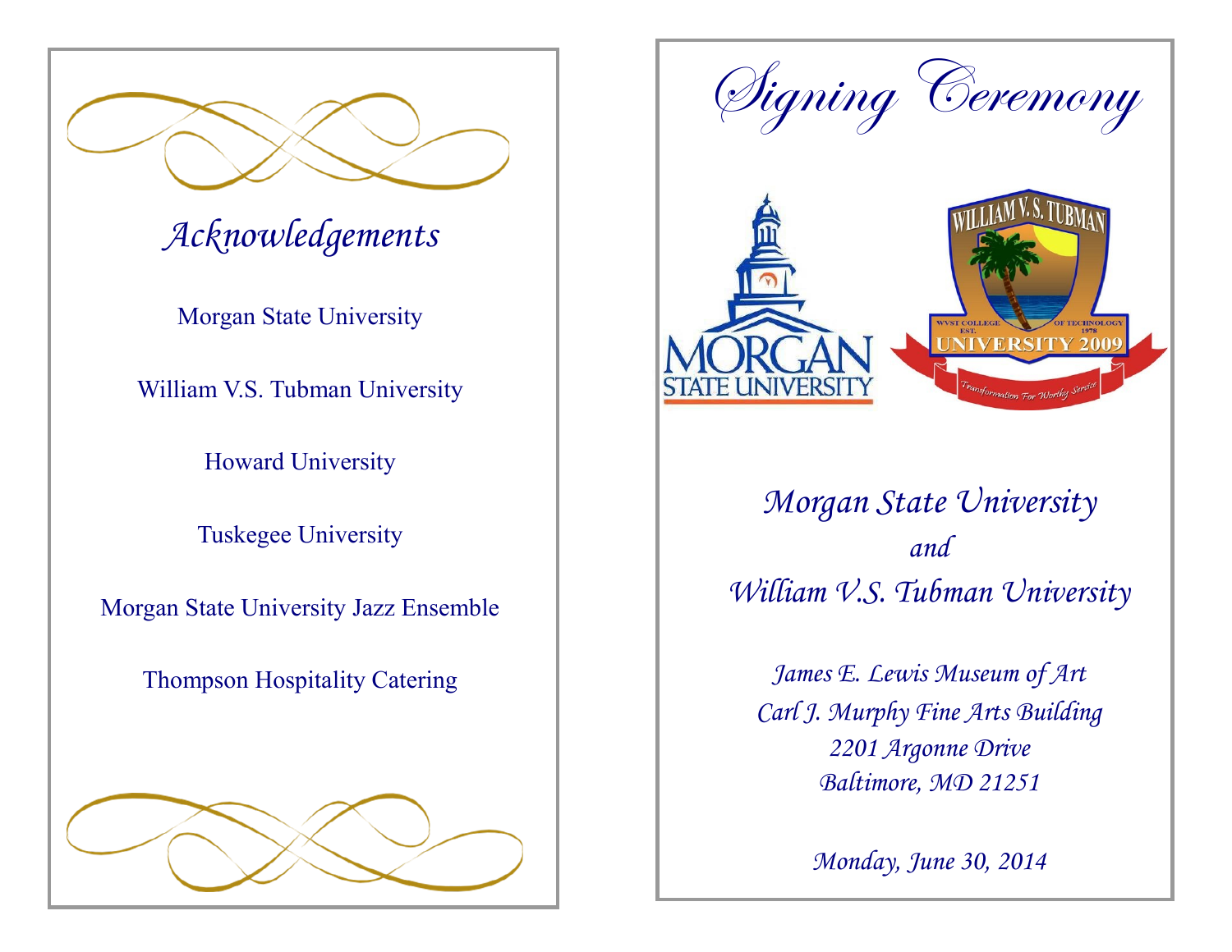# Acknowledgements

Morgan State University

William V.S. Tubman University

Howard University

Tuskegee University

Morgan State University Jazz Ensemble

Thompson Hospitality Catering

# Signing Ceremony

## *Morgan State University*
## *and*
## *William V.S. Tubman University*

*James E. Lewis Museum of Art*
*Carl J. Murphy Fine Arts Building*
*2201 Argonne Drive*
*Baltimore, MD 21251*

*Monday, June 30, 2014*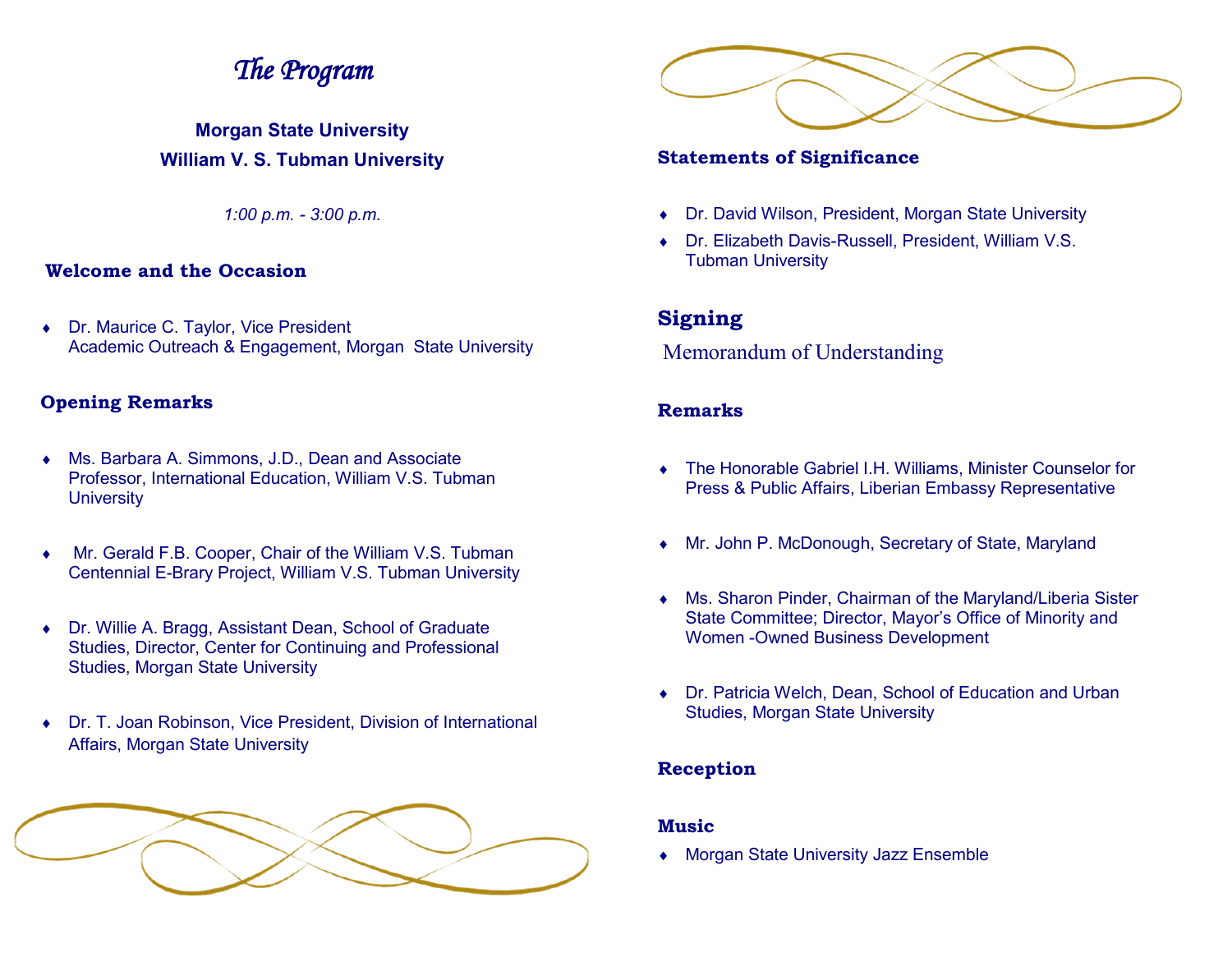# *The Program*

**Morgan State University**

**William V. S. Tubman University**

*1:00 p.m. - 3:00 p.m.*

### Welcome and the Occasion

- Dr. Maurice C. Taylor, Vice President Academic Outreach & Engagement, Morgan State University

### Opening Remarks

- Ms. Barbara A. Simmons, J.D., Dean and Associate Professor, International Education, William V.S. Tubman University
- Mr. Gerald F.B. Cooper, Chair of the William V.S. Tubman Centennial E-Brary Project, William V.S. Tubman University
- Dr. Willie A. Bragg, Assistant Dean, School of Graduate Studies, Director, Center for Continuing and Professional Studies, Morgan State University
- Dr. T. Joan Robinson, Vice President, Division of International Affairs, Morgan State University

### Statements of Significance

- Dr. David Wilson, President, Morgan State University
- Dr. Elizabeth Davis-Russell, President, William V.S. Tubman University

## Signing

Memorandum of Understanding

### Remarks

- The Honorable Gabriel I.H. Williams, Minister Counselor for Press & Public Affairs, Liberian Embassy Representative
- Mr. John P. McDonough, Secretary of State, Maryland
- Ms. Sharon Pinder, Chairman of the Maryland/Liberia Sister State Committee; Director, Mayor's Office of Minority and Women -Owned Business Development
- Dr. Patricia Welch, Dean, School of Education and Urban Studies, Morgan State University

### Reception

### Music

- Morgan State University Jazz Ensemble